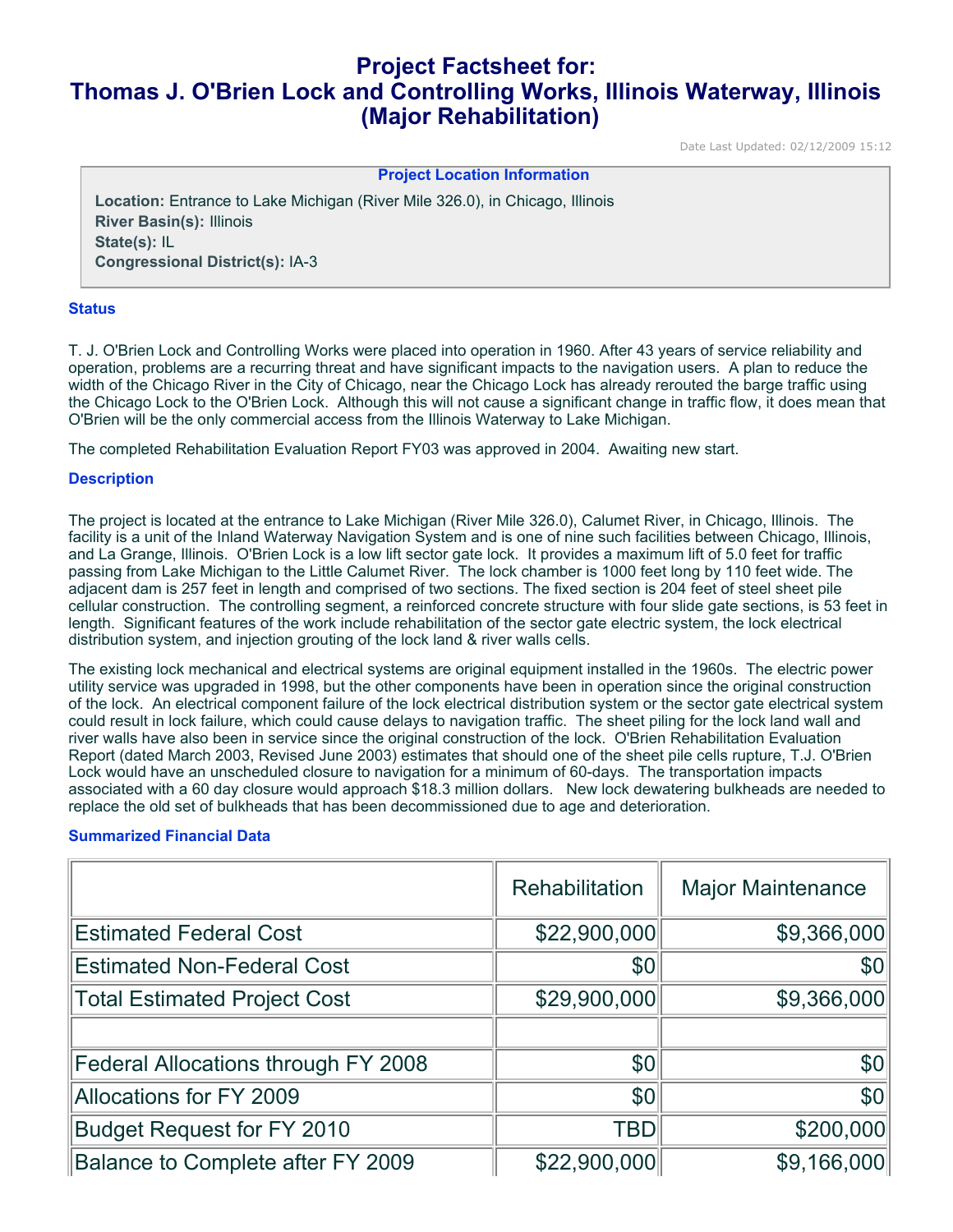# Project Factsheet for: Thomas J. O'Brien Lock and Controlling Works, Illinois Waterway, Illinois (Major Rehabilitation)

Date Last Updated: 02/12/2009 15:12

**Project Location Information**

**Location:** Entrance to Lake Michigan (River Mile 326.0), in Chicago, Illinois
**River Basin(s):** Illinois
**State(s):** IL
**Congressional District(s):** IA-3

### Status

T. J. O'Brien Lock and Controlling Works were placed into operation in 1960. After 43 years of service reliability and operation, problems are a recurring threat and have significant impacts to the navigation users. A plan to reduce the width of the Chicago River in the City of Chicago, near the Chicago Lock has already rerouted the barge traffic using the Chicago Lock to the O'Brien Lock. Although this will not cause a significant change in traffic flow, it does mean that O'Brien will be the only commercial access from the Illinois Waterway to Lake Michigan.

The completed Rehabilitation Evaluation Report FY03 was approved in 2004. Awaiting new start.

### Description

The project is located at the entrance to Lake Michigan (River Mile 326.0), Calumet River, in Chicago, Illinois. The facility is a unit of the Inland Waterway Navigation System and is one of nine such facilities between Chicago, Illinois, and La Grange, Illinois. O'Brien Lock is a low lift sector gate lock. It provides a maximum lift of 5.0 feet for traffic passing from Lake Michigan to the Little Calumet River. The lock chamber is 1000 feet long by 110 feet wide. The adjacent dam is 257 feet in length and comprised of two sections. The fixed section is 204 feet of steel sheet pile cellular construction. The controlling segment, a reinforced concrete structure with four slide gate sections, is 53 feet in length. Significant features of the work include rehabilitation of the sector gate electric system, the lock electrical distribution system, and injection grouting of the lock land & river walls cells.

The existing lock mechanical and electrical systems are original equipment installed in the 1960s. The electric power utility service was upgraded in 1998, but the other components have been in operation since the original construction of the lock. An electrical component failure of the lock electrical distribution system or the sector gate electrical system could result in lock failure, which could cause delays to navigation traffic. The sheet piling for the lock land wall and river walls have also been in service since the original construction of the lock. O'Brien Rehabilitation Evaluation Report (dated March 2003, Revised June 2003) estimates that should one of the sheet pile cells rupture, T.J. O'Brien Lock would have an unscheduled closure to navigation for a minimum of 60-days. The transportation impacts associated with a 60 day closure would approach $18.3 million dollars. New lock dewatering bulkheads are needed to replace the old set of bulkheads that has been decommissioned due to age and deterioration.

### Summarized Financial Data

| | Rehabilitation | Major Maintenance |
|---|---|---|
| Estimated Federal Cost | $22,900,000 | $9,366,000 |
| Estimated Non-Federal Cost | $0 | $0 |
| Total Estimated Project Cost | $29,900,000 | $9,366,000 |
| | | |
| Federal Allocations through FY 2008 | $0 | $0 |
| Allocations for FY 2009 | $0 | $0 |
| Budget Request for FY 2010 | TBD | $200,000 |
| Balance to Complete after FY 2009 | $22,900,000 | $9,166,000 |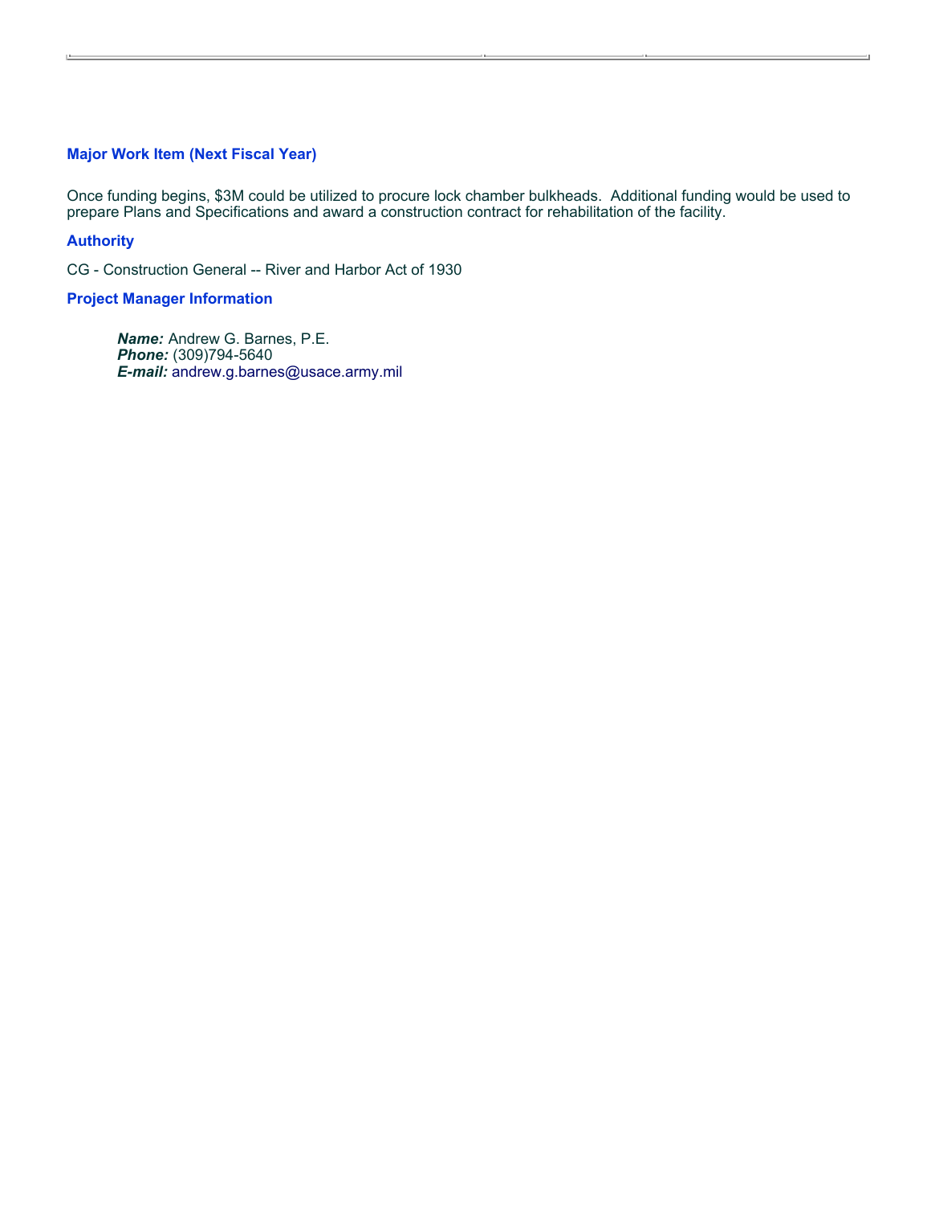### Major Work Item (Next Fiscal Year)

Once funding begins, $3M could be utilized to procure lock chamber bulkheads. Additional funding would be used to prepare Plans and Specifications and award a construction contract for rehabilitation of the facility.

### Authority

CG - Construction General -- River and Harbor Act of 1930

### Project Manager Information

***Name:*** Andrew G. Barnes, P.E.
***Phone:*** (309)794-5640
***E-mail:*** andrew.g.barnes@usace.army.mil